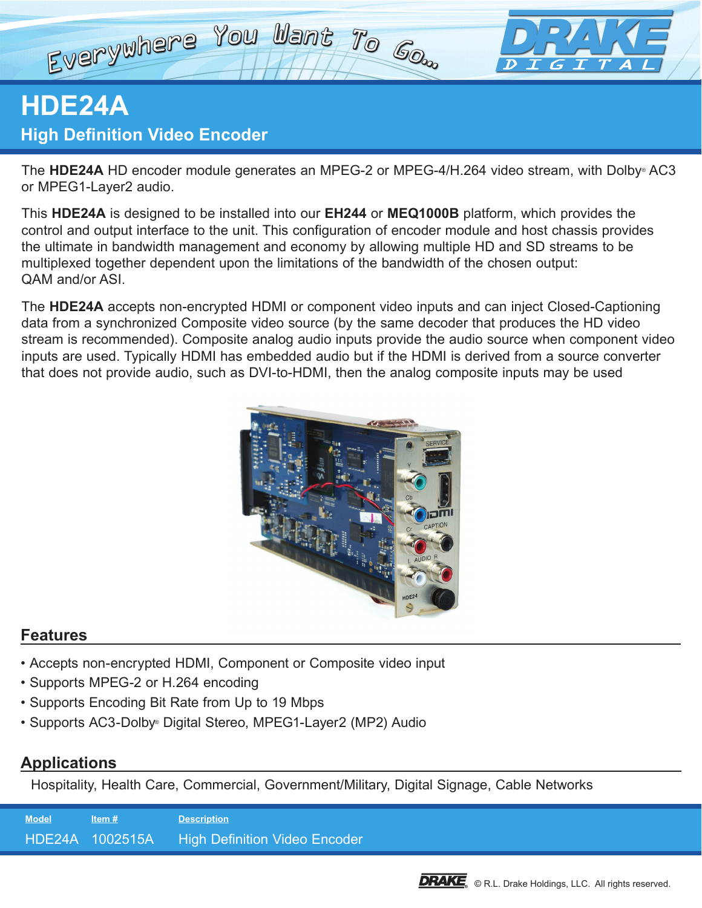Everywhere You Want To Go...

# HDE24A

## High Definition Video Encoder

The **HDE24A** HD encoder module generates an MPEG-2 or MPEG-4/H.264 video stream, with Dolby® AC3 or MPEG1-Layer2 audio.

This **HDE24A** is designed to be installed into our **EH244** or **MEQ1000B** platform, which provides the control and output interface to the unit. This configuration of encoder module and host chassis provides the ultimate in bandwidth management and economy by allowing multiple HD and SD streams to be multiplexed together dependent upon the limitations of the bandwidth of the chosen output: QAM and/or ASI.

The **HDE24A** accepts non-encrypted HDMI or component video inputs and can inject Closed-Captioning data from a synchronized Composite video source (by the same decoder that produces the HD video stream is recommended). Composite analog audio inputs provide the audio source when component video inputs are used. Typically HDMI has embedded audio but if the HDMI is derived from a source converter that does not provide audio, such as DVI-to-HDMI, then the analog composite inputs may be used

## Features

- Accepts non-encrypted HDMI, Component or Composite video input
- Supports MPEG-2 or H.264 encoding
- Supports Encoding Bit Rate from Up to 19 Mbps
- Supports AC3-Dolby® Digital Stereo, MPEG1-Layer2 (MP2) Audio

## Applications

Hospitality, Health Care, Commercial, Government/Military, Digital Signage, Cable Networks

| Model | Item # | Description |
|---|---|---|
| HDE24A | 1002515A | High Definition Video Encoder |

© R.L. Drake Holdings, LLC. All rights reserved.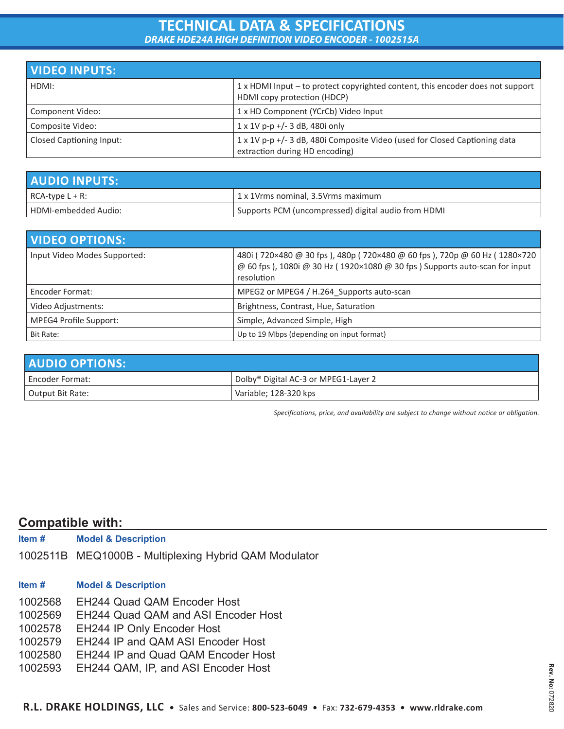# TECHNICAL DATA & SPECIFICATIONS

## *DRAKE HDE24A HIGH DEFINITION VIDEO ENCODER - 1002515A*

| VIDEO INPUTS: | |
|---|---|
| HDMI: | 1 x HDMI Input – to protect copyrighted content, this encoder does not support HDMI copy protection (HDCP) |
| Component Video: | 1 x HD Component (YCrCb) Video Input |
| Composite Video: | 1 x 1V p-p +/- 3 dB, 480i only |
| Closed Captioning Input: | 1 x 1V p-p +/- 3 dB, 480i Composite Video (used for Closed Captioning data extraction during HD encoding) |

| AUDIO INPUTS: | |
|---|---|
| RCA-type L + R: | 1 x 1Vrms nominal, 3.5Vrms maximum |
| HDMI-embedded Audio: | Supports PCM (uncompressed) digital audio from HDMI |

| VIDEO OPTIONS: | |
|---|---|
| Input Video Modes Supported: | 480i ( 720×480 @ 30 fps ), 480p ( 720×480 @ 60 fps ), 720p @ 60 Hz ( 1280×720 @ 60 fps ), 1080i @ 30 Hz ( 1920×1080 @ 30 fps ) Supports auto-scan for input resolution |
| Encoder Format: | MPEG2 or MPEG4 / H.264_Supports auto-scan |
| Video Adjustments: | Brightness, Contrast, Hue, Saturation |
| MPEG4 Profile Support: | Simple, Advanced Simple, High |
| Bit Rate: | Up to 19 Mbps (depending on input format) |

| AUDIO OPTIONS: | |
|---|---|
| Encoder Format: | Dolby® Digital AC-3 or MPEG1-Layer 2 |
| Output Bit Rate: | Variable; 128-320 kps |

*Specifications, price, and availability are subject to change without notice or obligation.*

## Compatible with:

| Item # | Model & Description |
|---|---|
| 1002511B | MEQ1000B - Multiplexing Hybrid QAM Modulator |

| Item # | Model & Description |
|---|---|
| 1002568 | EH244 Quad QAM Encoder Host |
| 1002569 | EH244 Quad QAM and ASI Encoder Host |
| 1002578 | EH244 IP Only Encoder Host |
| 1002579 | EH244 IP and QAM ASI Encoder Host |
| 1002580 | EH244 IP and Quad QAM Encoder Host |
| 1002593 | EH244 QAM, IP, and ASI Encoder Host |

**R.L. DRAKE HOLDINGS, LLC** • Sales and Service: **800-523-6049** • Fax: **732-679-4353** • **www.rldrake.com**

**Rev. No:** 072820